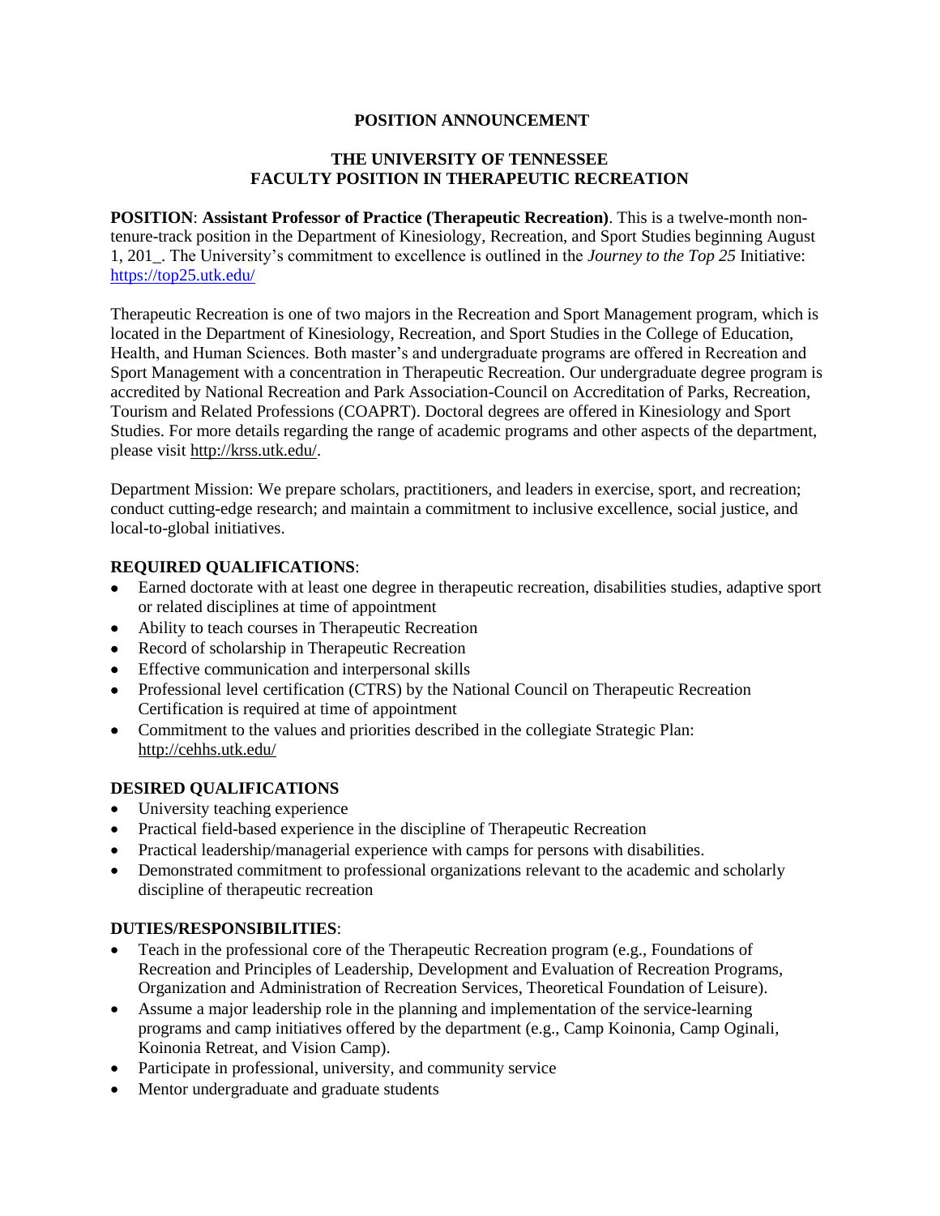# POSITION ANNOUNCEMENT

## THE UNIVERSITY OF TENNESSEE
## FACULTY POSITION IN THERAPEUTIC RECREATION

**POSITION**: **Assistant Professor of Practice (Therapeutic Recreation)**. This is a twelve-month non-tenure-track position in the Department of Kinesiology, Recreation, and Sport Studies beginning August 1, 201_. The University's commitment to excellence is outlined in the *Journey to the Top 25* Initiative: https://top25.utk.edu/

Therapeutic Recreation is one of two majors in the Recreation and Sport Management program, which is located in the Department of Kinesiology, Recreation, and Sport Studies in the College of Education, Health, and Human Sciences. Both master's and undergraduate programs are offered in Recreation and Sport Management with a concentration in Therapeutic Recreation. Our undergraduate degree program is accredited by National Recreation and Park Association-Council on Accreditation of Parks, Recreation, Tourism and Related Professions (COAPRT). Doctoral degrees are offered in Kinesiology and Sport Studies. For more details regarding the range of academic programs and other aspects of the department, please visit http://krss.utk.edu/.

Department Mission: We prepare scholars, practitioners, and leaders in exercise, sport, and recreation; conduct cutting-edge research; and maintain a commitment to inclusive excellence, social justice, and local-to-global initiatives.

### REQUIRED QUALIFICATIONS:

- Earned doctorate with at least one degree in therapeutic recreation, disabilities studies, adaptive sport or related disciplines at time of appointment
- Ability to teach courses in Therapeutic Recreation
- Record of scholarship in Therapeutic Recreation
- Effective communication and interpersonal skills
- Professional level certification (CTRS) by the National Council on Therapeutic Recreation Certification is required at time of appointment
- Commitment to the values and priorities described in the collegiate Strategic Plan: http://cehhs.utk.edu/

### DESIRED QUALIFICATIONS

- University teaching experience
- Practical field-based experience in the discipline of Therapeutic Recreation
- Practical leadership/managerial experience with camps for persons with disabilities.
- Demonstrated commitment to professional organizations relevant to the academic and scholarly discipline of therapeutic recreation

### DUTIES/RESPONSIBILITIES:

- Teach in the professional core of the Therapeutic Recreation program (e.g., Foundations of Recreation and Principles of Leadership, Development and Evaluation of Recreation Programs, Organization and Administration of Recreation Services, Theoretical Foundation of Leisure).
- Assume a major leadership role in the planning and implementation of the service-learning programs and camp initiatives offered by the department (e.g., Camp Koinonia, Camp Oginali, Koinonia Retreat, and Vision Camp).
- Participate in professional, university, and community service
- Mentor undergraduate and graduate students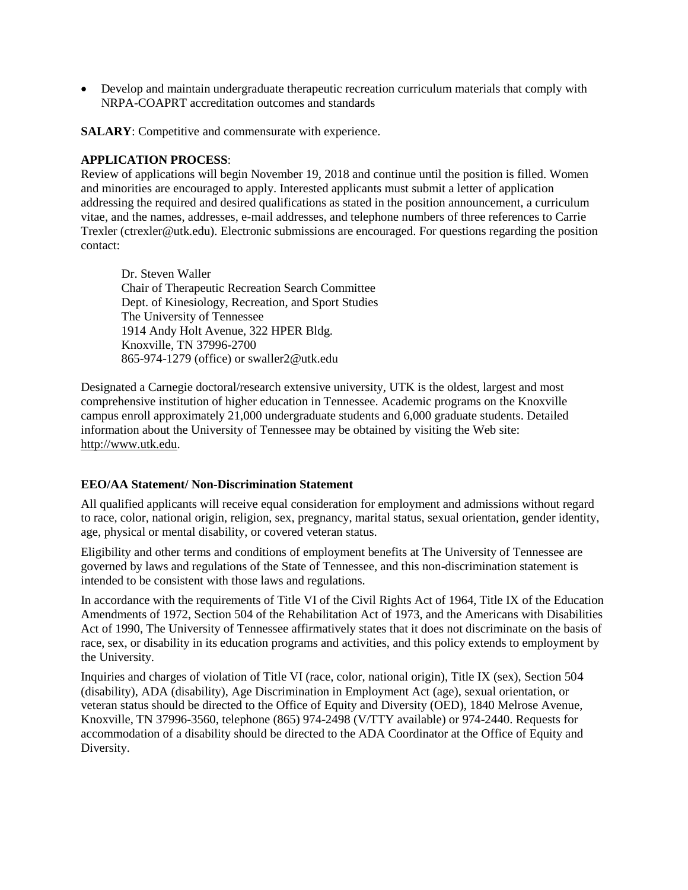- Develop and maintain undergraduate therapeutic recreation curriculum materials that comply with NRPA-COAPRT accreditation outcomes and standards

**SALARY**: Competitive and commensurate with experience.

**APPLICATION PROCESS**:
Review of applications will begin November 19, 2018 and continue until the position is filled. Women and minorities are encouraged to apply. Interested applicants must submit a letter of application addressing the required and desired qualifications as stated in the position announcement, a curriculum vitae, and the names, addresses, e-mail addresses, and telephone numbers of three references to Carrie Trexler (ctrexler@utk.edu). Electronic submissions are encouraged. For questions regarding the position contact:

Dr. Steven Waller
Chair of Therapeutic Recreation Search Committee
Dept. of Kinesiology, Recreation, and Sport Studies
The University of Tennessee
1914 Andy Holt Avenue, 322 HPER Bldg.
Knoxville, TN 37996-2700
865-974-1279 (office) or swaller2@utk.edu

Designated a Carnegie doctoral/research extensive university, UTK is the oldest, largest and most comprehensive institution of higher education in Tennessee. Academic programs on the Knoxville campus enroll approximately 21,000 undergraduate students and 6,000 graduate students. Detailed information about the University of Tennessee may be obtained by visiting the Web site: http://www.utk.edu.

**EEO/AA Statement/ Non-Discrimination Statement**

All qualified applicants will receive equal consideration for employment and admissions without regard to race, color, national origin, religion, sex, pregnancy, marital status, sexual orientation, gender identity, age, physical or mental disability, or covered veteran status.

Eligibility and other terms and conditions of employment benefits at The University of Tennessee are governed by laws and regulations of the State of Tennessee, and this non-discrimination statement is intended to be consistent with those laws and regulations.

In accordance with the requirements of Title VI of the Civil Rights Act of 1964, Title IX of the Education Amendments of 1972, Section 504 of the Rehabilitation Act of 1973, and the Americans with Disabilities Act of 1990, The University of Tennessee affirmatively states that it does not discriminate on the basis of race, sex, or disability in its education programs and activities, and this policy extends to employment by the University.

Inquiries and charges of violation of Title VI (race, color, national origin), Title IX (sex), Section 504 (disability), ADA (disability), Age Discrimination in Employment Act (age), sexual orientation, or veteran status should be directed to the Office of Equity and Diversity (OED), 1840 Melrose Avenue, Knoxville, TN 37996-3560, telephone (865) 974-2498 (V/TTY available) or 974-2440. Requests for accommodation of a disability should be directed to the ADA Coordinator at the Office of Equity and Diversity.